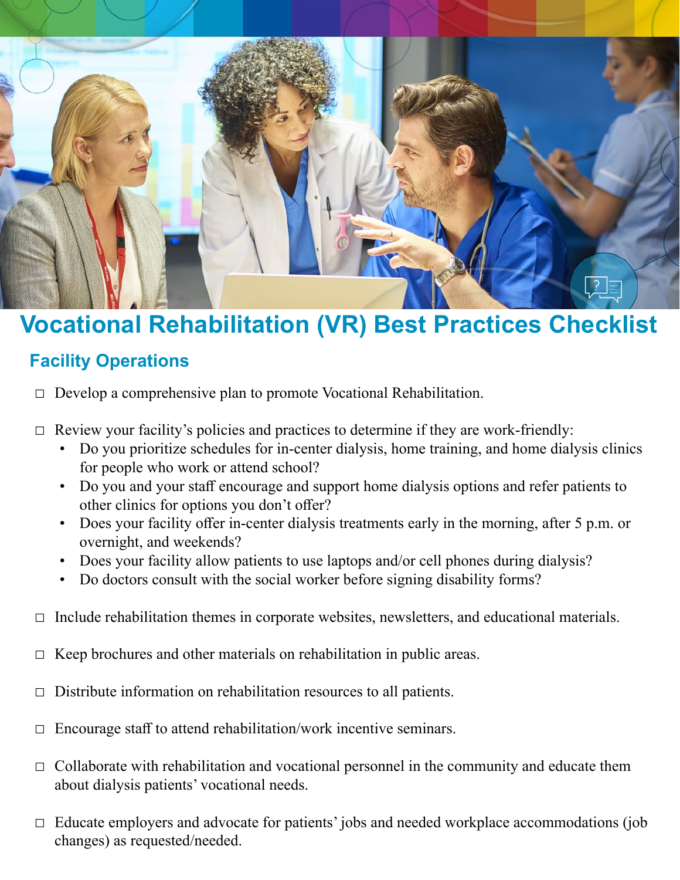# Vocational Rehabilitation (VR) Best Practices Checklist

## Facility Operations

- ☐ Develop a comprehensive plan to promote Vocational Rehabilitation.

- ☐ Review your facility's policies and practices to determine if they are work-friendly:
  - Do you prioritize schedules for in-center dialysis, home training, and home dialysis clinics for people who work or attend school?
  - Do you and your staff encourage and support home dialysis options and refer patients to other clinics for options you don't offer?
  - Does your facility offer in-center dialysis treatments early in the morning, after 5 p.m. or overnight, and weekends?
  - Does your facility allow patients to use laptops and/or cell phones during dialysis?
  - Do doctors consult with the social worker before signing disability forms?

- ☐ Include rehabilitation themes in corporate websites, newsletters, and educational materials.

- ☐ Keep brochures and other materials on rehabilitation in public areas.

- ☐ Distribute information on rehabilitation resources to all patients.

- ☐ Encourage staff to attend rehabilitation/work incentive seminars.

- ☐ Collaborate with rehabilitation and vocational personnel in the community and educate them about dialysis patients' vocational needs.

- ☐ Educate employers and advocate for patients' jobs and needed workplace accommodations (job changes) as requested/needed.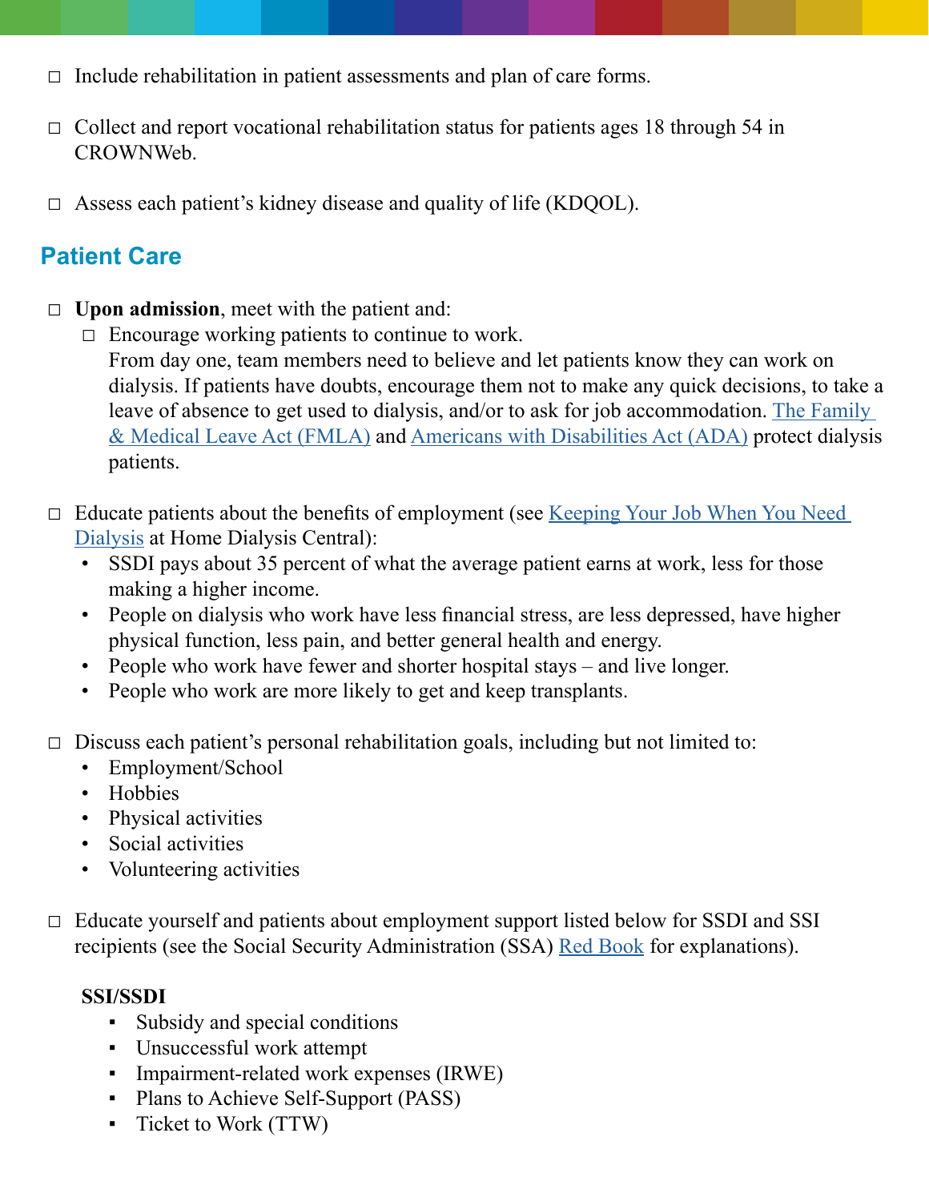- ☐ Include rehabilitation in patient assessments and plan of care forms.
- ☐ Collect and report vocational rehabilitation status for patients ages 18 through 54 in CROWNWeb.
- ☐ Assess each patient's kidney disease and quality of life (KDQOL).

## Patient Care

- ☐ **Upon admission**, meet with the patient and:
  - ☐ Encourage working patients to continue to work.
    From day one, team members need to believe and let patients know they can work on dialysis. If patients have doubts, encourage them not to make any quick decisions, to take a leave of absence to get used to dialysis, and/or to ask for job accommodation. [The Family & Medical Leave Act (FMLA)]() and [Americans with Disabilities Act (ADA)]() protect dialysis patients.

- ☐ Educate patients about the benefits of employment (see [Keeping Your Job When You Need Dialysis]() at Home Dialysis Central):
  - SSDI pays about 35 percent of what the average patient earns at work, less for those making a higher income.
  - People on dialysis who work have less financial stress, are less depressed, have higher physical function, less pain, and better general health and energy.
  - People who work have fewer and shorter hospital stays – and live longer.
  - People who work are more likely to get and keep transplants.

- ☐ Discuss each patient's personal rehabilitation goals, including but not limited to:
  - Employment/School
  - Hobbies
  - Physical activities
  - Social activities
  - Volunteering activities

- ☐ Educate yourself and patients about employment support listed below for SSDI and SSI recipients (see the Social Security Administration (SSA) [Red Book]() for explanations).

  **SSI/SSDI**
  - Subsidy and special conditions
  - Unsuccessful work attempt
  - Impairment-related work expenses (IRWE)
  - Plans to Achieve Self-Support (PASS)
  - Ticket to Work (TTW)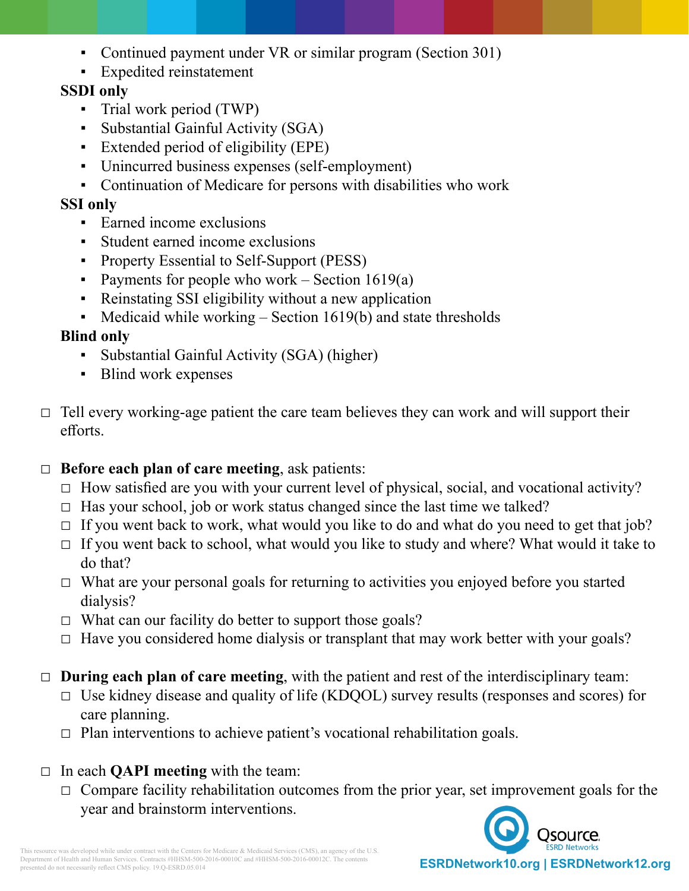- Continued payment under VR or similar program (Section 301)
- Expedited reinstatement

**SSDI only**

- Trial work period (TWP)
- Substantial Gainful Activity (SGA)
- Extended period of eligibility (EPE)
- Unincurred business expenses (self-employment)
- Continuation of Medicare for persons with disabilities who work

**SSI only**

- Earned income exclusions
- Student earned income exclusions
- Property Essential to Self-Support (PESS)
- Payments for people who work – Section 1619(a)
- Reinstating SSI eligibility without a new application
- Medicaid while working – Section 1619(b) and state thresholds

**Blind only**

- Substantial Gainful Activity (SGA) (higher)
- Blind work expenses

- ☐ Tell every working-age patient the care team believes they can work and will support their efforts.

- ☐ **Before each plan of care meeting**, ask patients:
  - ☐ How satisfied are you with your current level of physical, social, and vocational activity?
  - ☐ Has your school, job or work status changed since the last time we talked?
  - ☐ If you went back to work, what would you like to do and what do you need to get that job?
  - ☐ If you went back to school, what would you like to study and where? What would it take to do that?
  - ☐ What are your personal goals for returning to activities you enjoyed before you started dialysis?
  - ☐ What can our facility do better to support those goals?
  - ☐ Have you considered home dialysis or transplant that may work better with your goals?

- ☐ **During each plan of care meeting**, with the patient and rest of the interdisciplinary team:
  - ☐ Use kidney disease and quality of life (KDQOL) survey results (responses and scores) for care planning.
  - ☐ Plan interventions to achieve patient's vocational rehabilitation goals.

- ☐ In each **QAPI meeting** with the team:
  - ☐ Compare facility rehabilitation outcomes from the prior year, set improvement goals for the year and brainstorm interventions.

This resource was developed while under contract with the Centers for Medicare & Medicaid Services (CMS), an agency of the U.S. Department of Health and Human Services. Contracts #HHSM-500-2016-00010C and #HHSM-500-2016-00012C. The contents presented do not necessarily reflect CMS policy. 19.Q-ESRD.05.014

Qsource ESRD Networks

ESRDNetwork10.org | ESRDNetwork12.org